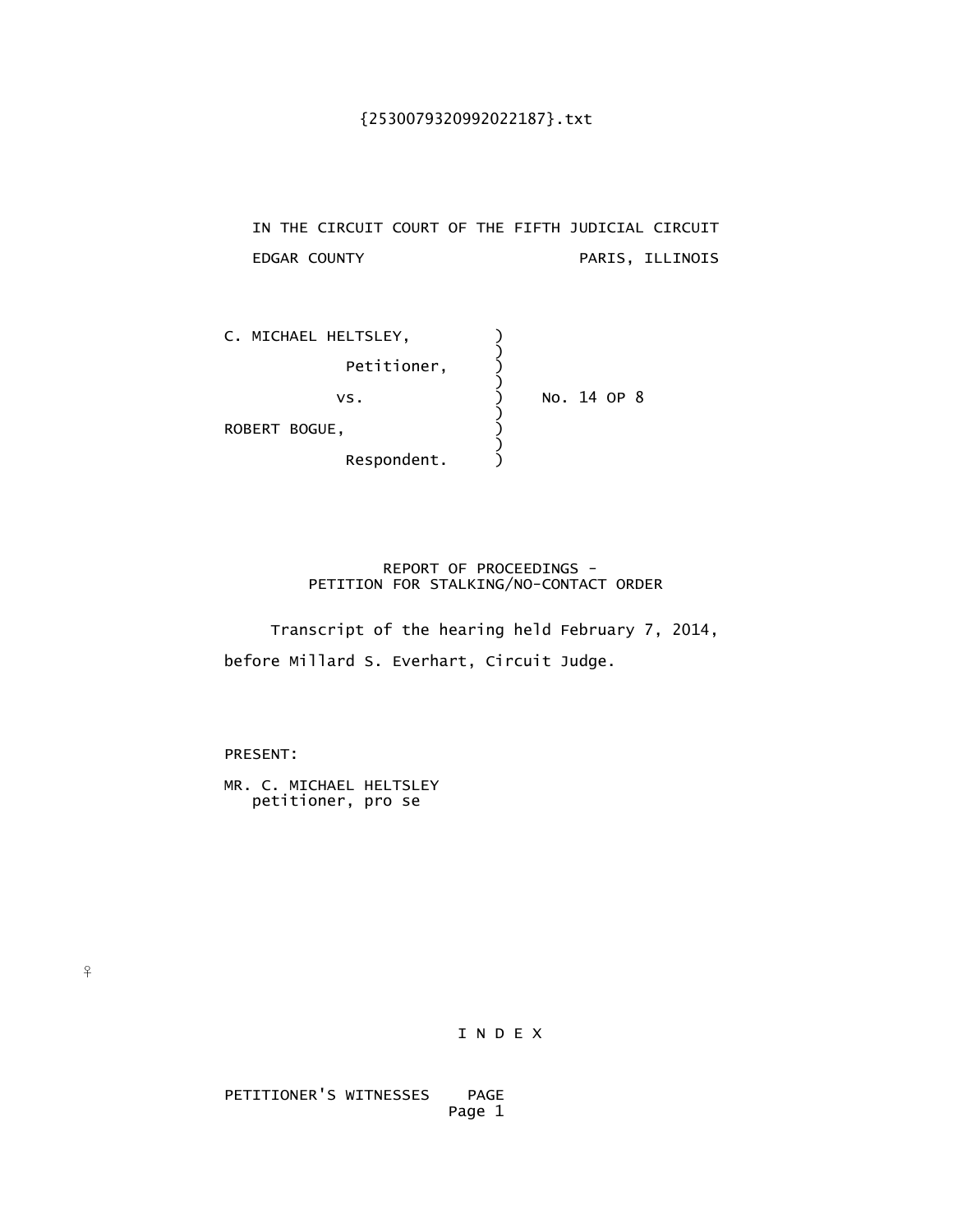{2530079320992022187}.txt

IN THE CIRCUIT COURT OF THE FIFTH JUDICIAL CIRCUIT

EDGAR COUNTY PARIS, ILLINOIS

```
C. MICHAEL HELTSLEY,          )
                              )
            Petitioner,       )
                              )
          vs.                 )    No. 14 OP 8
                              )
ROBERT BOGUE,                 )
                              )
            Respondent.       )
```

REPORT OF PROCEEDINGS -
PETITION FOR STALKING/NO-CONTACT ORDER

Transcript of the hearing held February 7, 2014, before Millard S. Everhart, Circuit Judge.

PRESENT:

MR. C. MICHAEL HELTSLEY
petitioner, pro se

♀

I N D E X

PETITIONER'S WITNESSES PAGE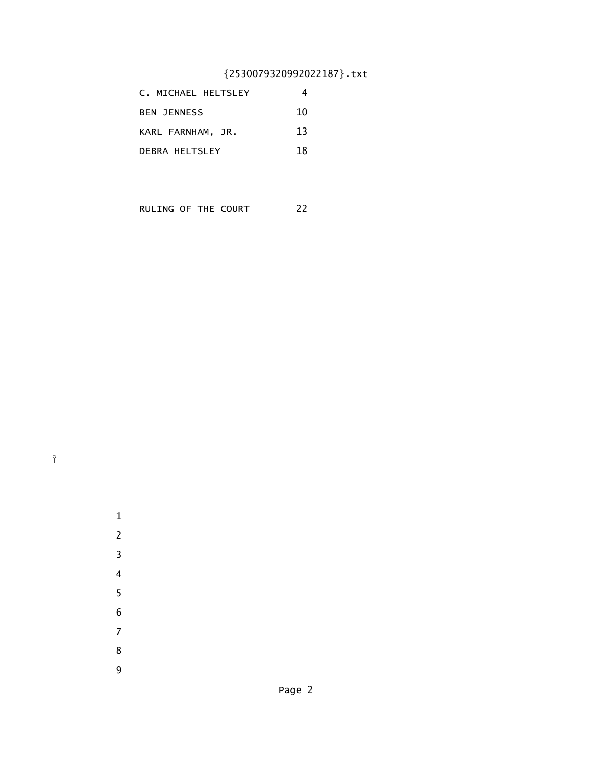| | |
|---|---|
| C. MICHAEL HELTSLEY | 4 |
| BEN JENNESS | 10 |
| KARL FARNHAM, JR. | 13 |
| DEBRA HELTSLEY | 18 |
| | |
| RULING OF THE COURT | 22 |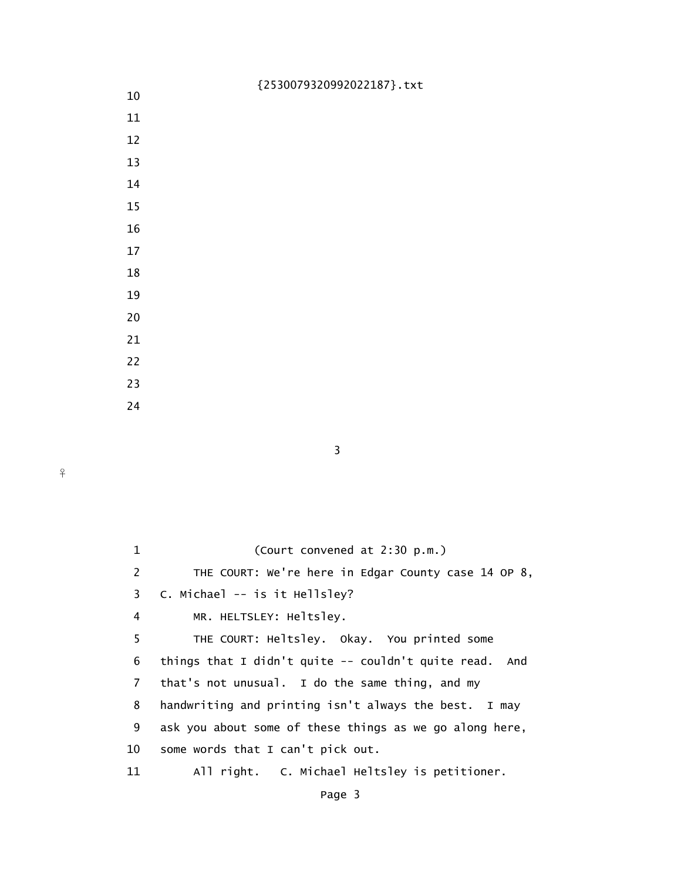(Court convened at 2:30 p.m.)

THE COURT: We're here in Edgar County case 14 OP 8, C. Michael -- is it Hellsley?

MR. HELTSLEY: Heltsley.

THE COURT: Heltsley. Okay. You printed some things that I didn't quite -- couldn't quite read. And that's not unusual. I do the same thing, and my handwriting and printing isn't always the best. I may ask you about some of these things as we go along here, some words that I can't pick out.

All right. C. Michael Heltsley is petitioner.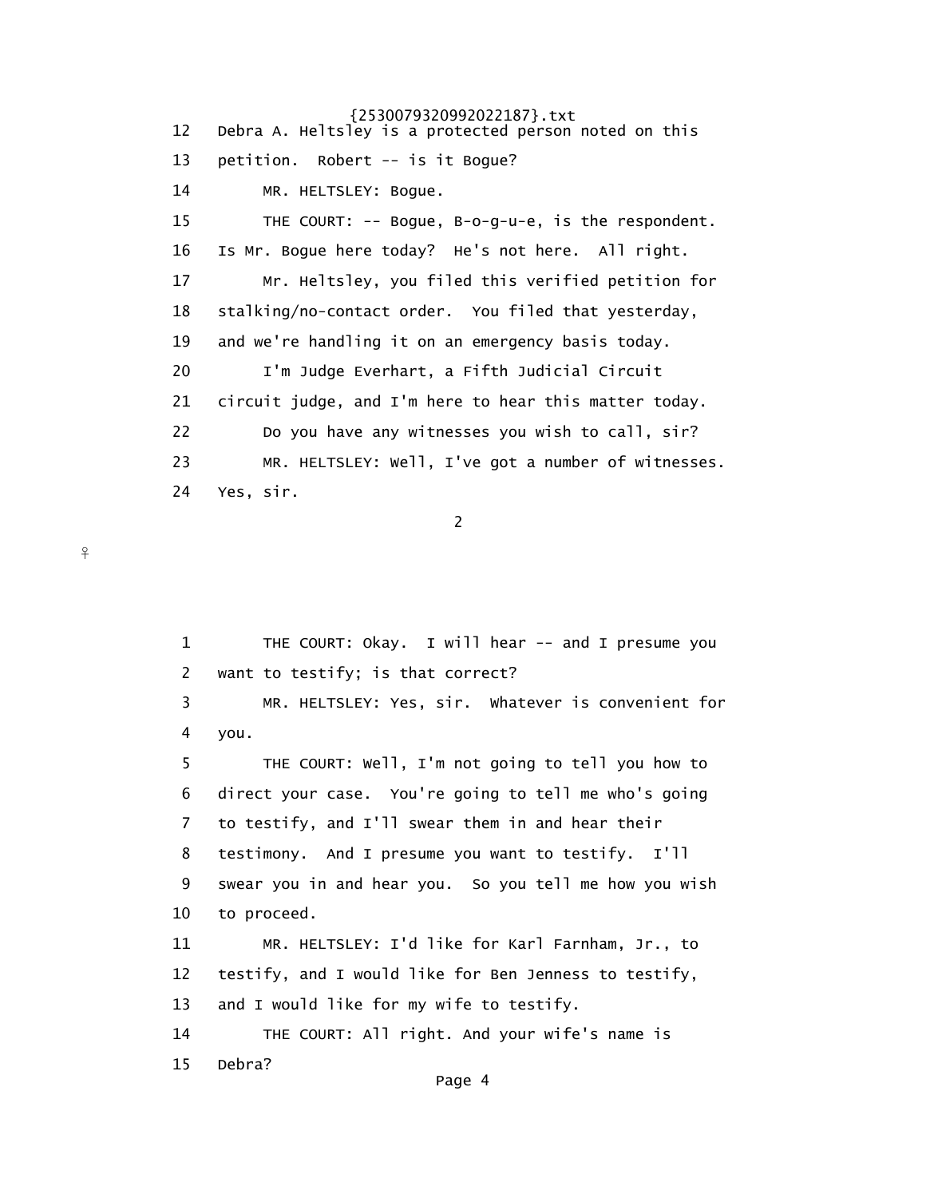12 Debra A. Heltsley is a protected person noted on this
13 petition. Robert -- is it Bogue?
14 MR. HELTSLEY: Bogue.
15 THE COURT: -- Bogue, B-o-g-u-e, is the respondent.
16 Is Mr. Bogue here today? He's not here. All right.
17 Mr. Heltsley, you filed this verified petition for
18 stalking/no-contact order. You filed that yesterday,
19 and we're handling it on an emergency basis today.
20 I'm Judge Everhart, a Fifth Judicial Circuit
21 circuit judge, and I'm here to hear this matter today.
22 Do you have any witnesses you wish to call, sir?
23 MR. HELTSLEY: Well, I've got a number of witnesses.
24 Yes, sir.

1 THE COURT: Okay. I will hear -- and I presume you
2 want to testify; is that correct?
3 MR. HELTSLEY: Yes, sir. Whatever is convenient for
4 you.
5 THE COURT: Well, I'm not going to tell you how to
6 direct your case. You're going to tell me who's going
7 to testify, and I'll swear them in and hear their
8 testimony. And I presume you want to testify. I'll
9 swear you in and hear you. So you tell me how you wish
10 to proceed.
11 MR. HELTSLEY: I'd like for Karl Farnham, Jr., to
12 testify, and I would like for Ben Jenness to testify,
13 and I would like for my wife to testify.
14 THE COURT: All right. And your wife's name is
15 Debra?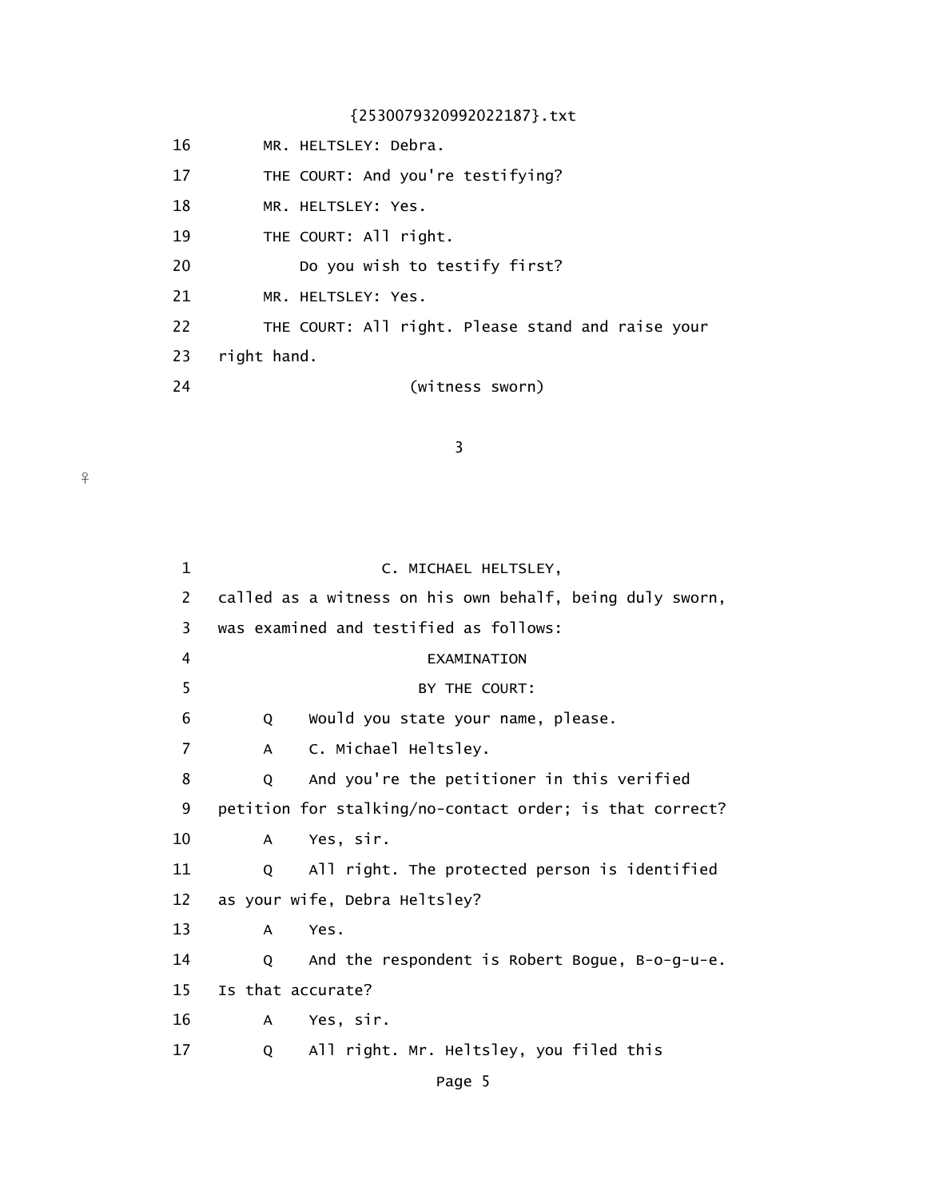16 MR. HELTSLEY: Debra.

17 THE COURT: And you're testifying?

18 MR. HELTSLEY: Yes.

19 THE COURT: All right.

20 Do you wish to testify first?

21 MR. HELTSLEY: Yes.

22 THE COURT: All right. Please stand and raise your

23 right hand.

24 (witness sworn)

3

1 C. MICHAEL HELTSLEY,

2 called as a witness on his own behalf, being duly sworn,

3 was examined and testified as follows:

4 EXAMINATION

5 BY THE COURT:

6 Q Would you state your name, please.

7 A C. Michael Heltsley.

8 Q And you're the petitioner in this verified

9 petition for stalking/no-contact order; is that correct?

10 A Yes, sir.

11 Q All right. The protected person is identified

12 as your wife, Debra Heltsley?

13 A Yes.

14 Q And the respondent is Robert Bogue, B-o-g-u-e.

15 Is that accurate?

16 A Yes, sir.

17 Q All right. Mr. Heltsley, you filed this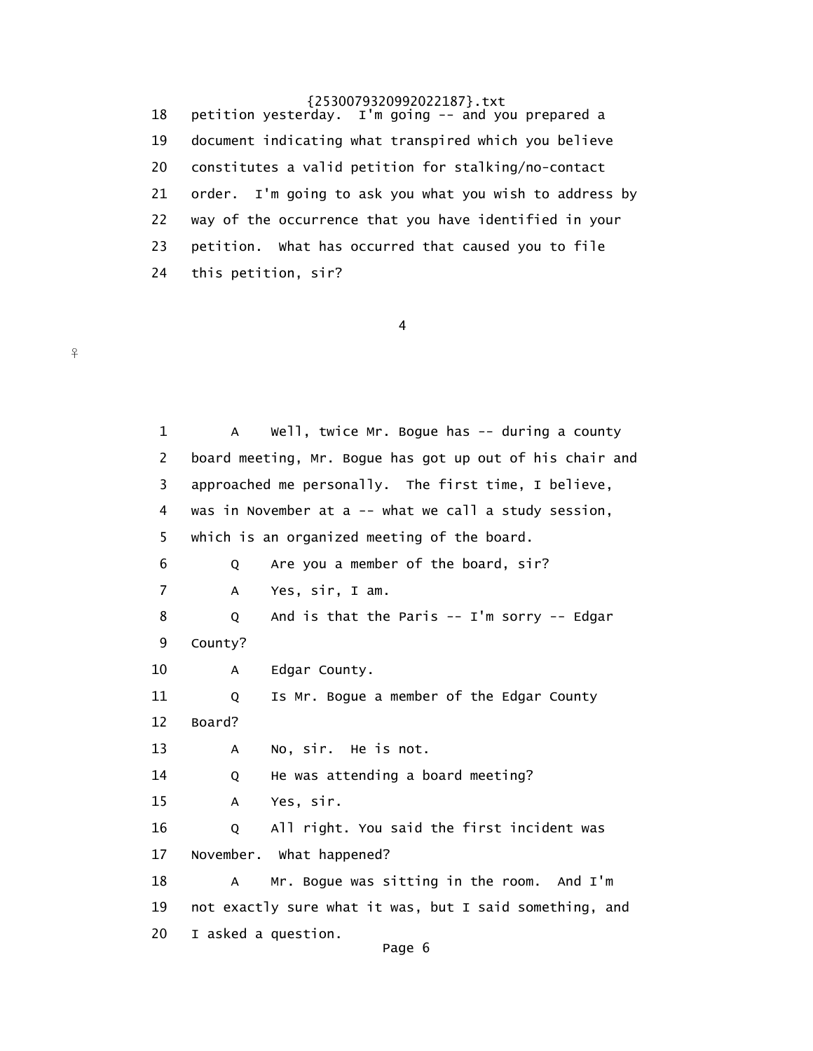18 petition yesterday. I'm going -- and you prepared a
19 document indicating what transpired which you believe
20 constitutes a valid petition for stalking/no-contact
21 order. I'm going to ask you what you wish to address by
22 way of the occurrence that you have identified in your
23 petition. What has occurred that caused you to file
24 this petition, sir?

1 A Well, twice Mr. Bogue has -- during a county
2 board meeting, Mr. Bogue has got up out of his chair and
3 approached me personally. The first time, I believe,
4 was in November at a -- what we call a study session,
5 which is an organized meeting of the board.
6 Q Are you a member of the board, sir?
7 A Yes, sir, I am.
8 Q And is that the Paris -- I'm sorry -- Edgar
9 County?
10 A Edgar County.
11 Q Is Mr. Bogue a member of the Edgar County
12 Board?
13 A No, sir. He is not.
14 Q He was attending a board meeting?
15 A Yes, sir.
16 Q All right. You said the first incident was
17 November. What happened?
18 A Mr. Bogue was sitting in the room. And I'm
19 not exactly sure what it was, but I said something, and
20 I asked a question.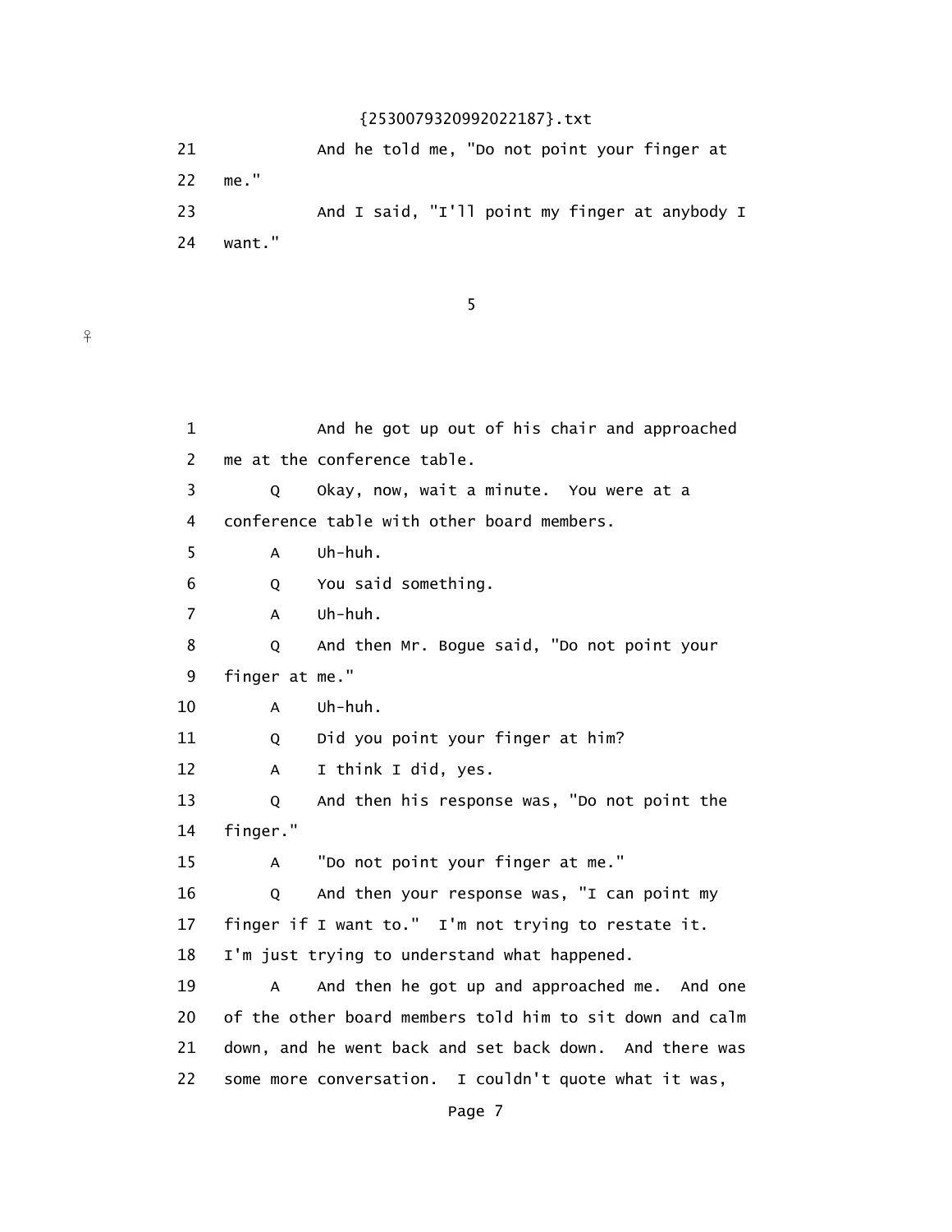21 And he told me, "Do not point your finger at

22 me."

23 And I said, "I'll point my finger at anybody I

24 want."

1 And he got up out of his chair and approached

2 me at the conference table.

3 Q Okay, now, wait a minute. You were at a

4 conference table with other board members.

5 A Uh-huh.

6 Q You said something.

7 A Uh-huh.

8 Q And then Mr. Bogue said, "Do not point your

9 finger at me."

10 A Uh-huh.

11 Q Did you point your finger at him?

12 A I think I did, yes.

13 Q And then his response was, "Do not point the

14 finger."

15 A "Do not point your finger at me."

16 Q And then your response was, "I can point my

17 finger if I want to." I'm not trying to restate it.

18 I'm just trying to understand what happened.

19 A And then he got up and approached me. And one

20 of the other board members told him to sit down and calm

21 down, and he went back and set back down. And there was

22 some more conversation. I couldn't quote what it was,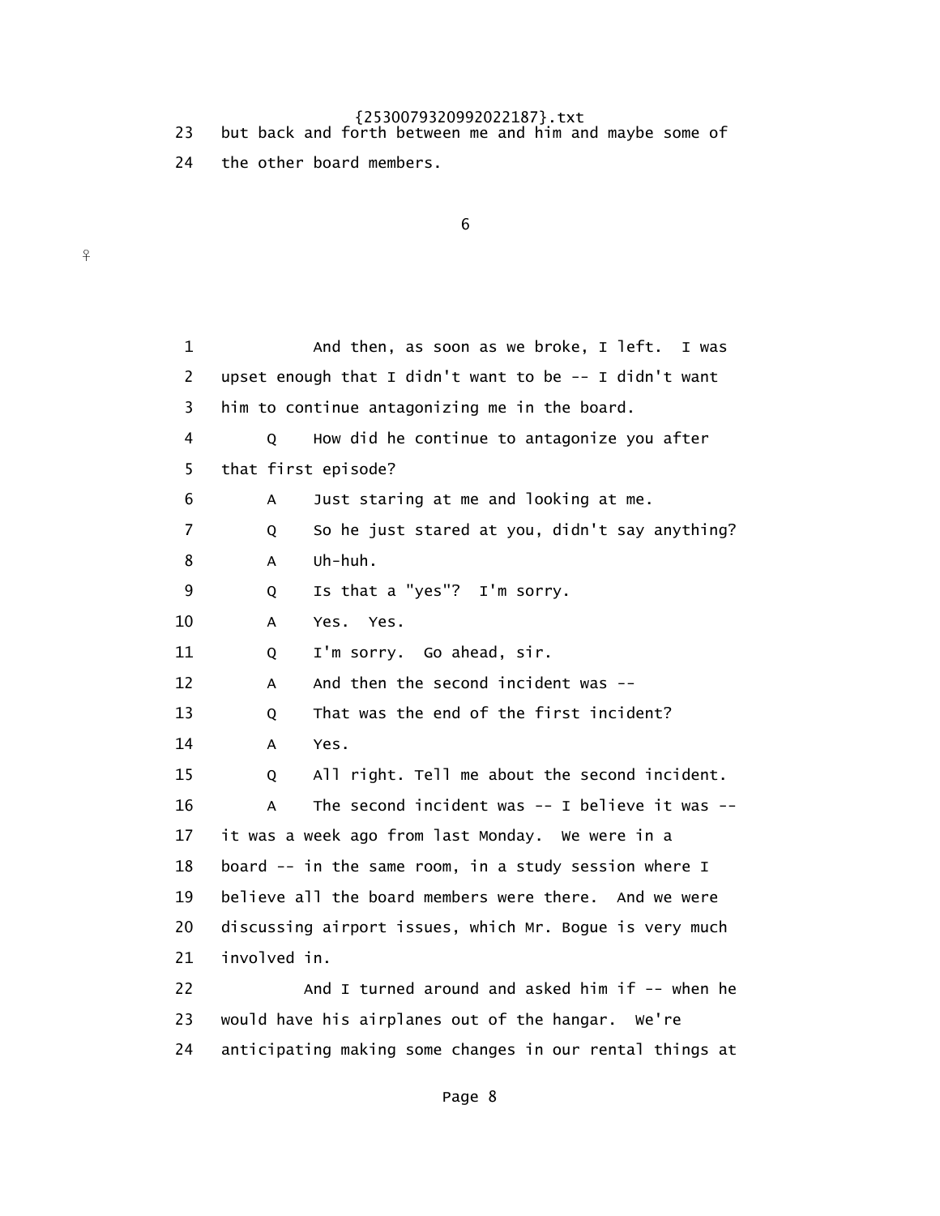23 but back and forth between me and him and maybe some of
24 the other board members.

1 And then, as soon as we broke, I left. I was
2 upset enough that I didn't want to be -- I didn't want
3 him to continue antagonizing me in the board.
4 Q How did he continue to antagonize you after
5 that first episode?
6 A Just staring at me and looking at me.
7 Q So he just stared at you, didn't say anything?
8 A Uh-huh.
9 Q Is that a "yes"? I'm sorry.
10 A Yes. Yes.
11 Q I'm sorry. Go ahead, sir.
12 A And then the second incident was --
13 Q That was the end of the first incident?
14 A Yes.
15 Q All right. Tell me about the second incident.
16 A The second incident was -- I believe it was --
17 it was a week ago from last Monday. We were in a
18 board -- in the same room, in a study session where I
19 believe all the board members were there. And we were
20 discussing airport issues, which Mr. Bogue is very much
21 involved in.
22 And I turned around and asked him if -- when he
23 would have his airplanes out of the hangar. We're
24 anticipating making some changes in our rental things at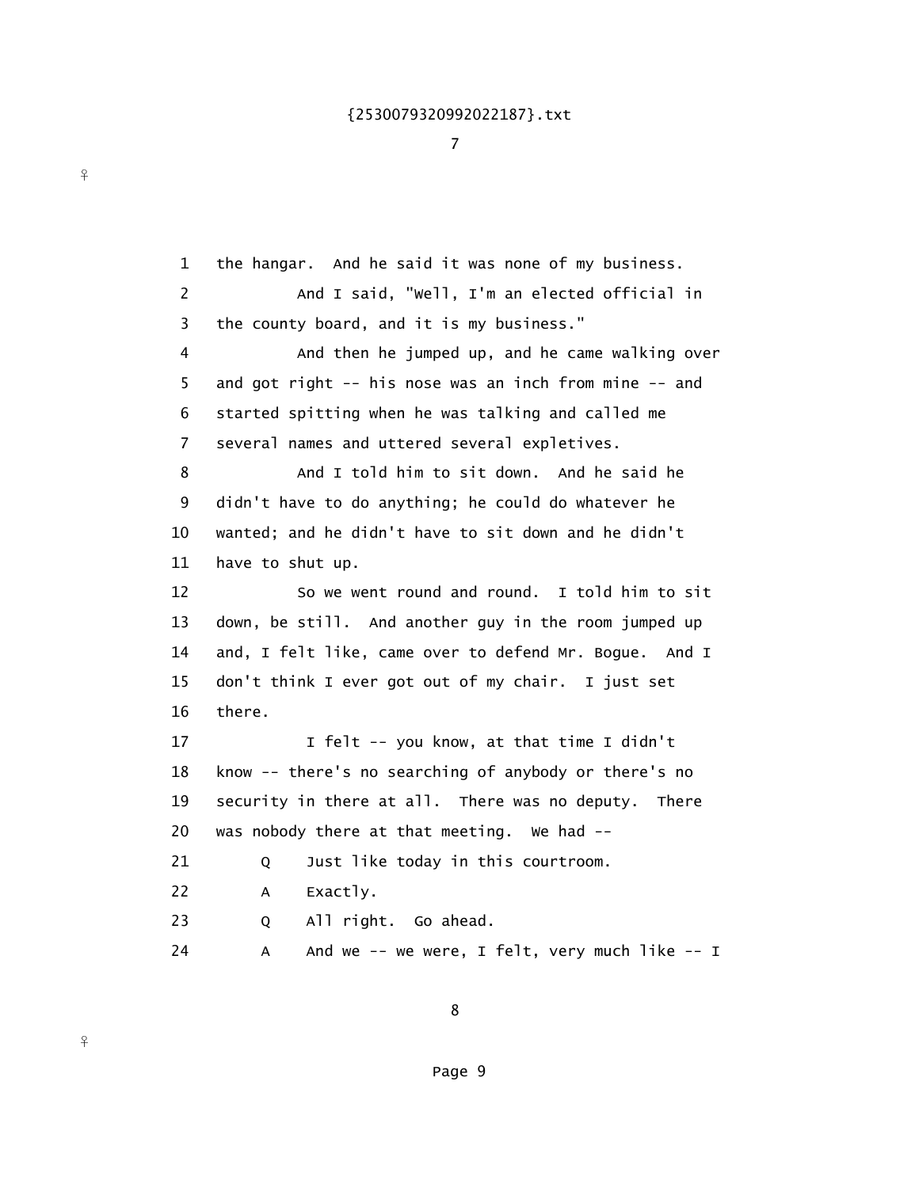1 the hangar. And he said it was none of my business.

2 And I said, "Well, I'm an elected official in

3 the county board, and it is my business."

4 And then he jumped up, and he came walking over

5 and got right -- his nose was an inch from mine -- and

6 started spitting when he was talking and called me

7 several names and uttered several expletives.

8 And I told him to sit down. And he said he

9 didn't have to do anything; he could do whatever he

10 wanted; and he didn't have to sit down and he didn't

11 have to shut up.

12 So we went round and round. I told him to sit

13 down, be still. And another guy in the room jumped up

14 and, I felt like, came over to defend Mr. Bogue. And I

15 don't think I ever got out of my chair. I just set

16 there.

17 I felt -- you know, at that time I didn't

18 know -- there's no searching of anybody or there's no

19 security in there at all. There was no deputy. There

20 was nobody there at that meeting. We had --

21 Q Just like today in this courtroom.

22 A Exactly.

23 Q All right. Go ahead.

24 A And we -- we were, I felt, very much like -- I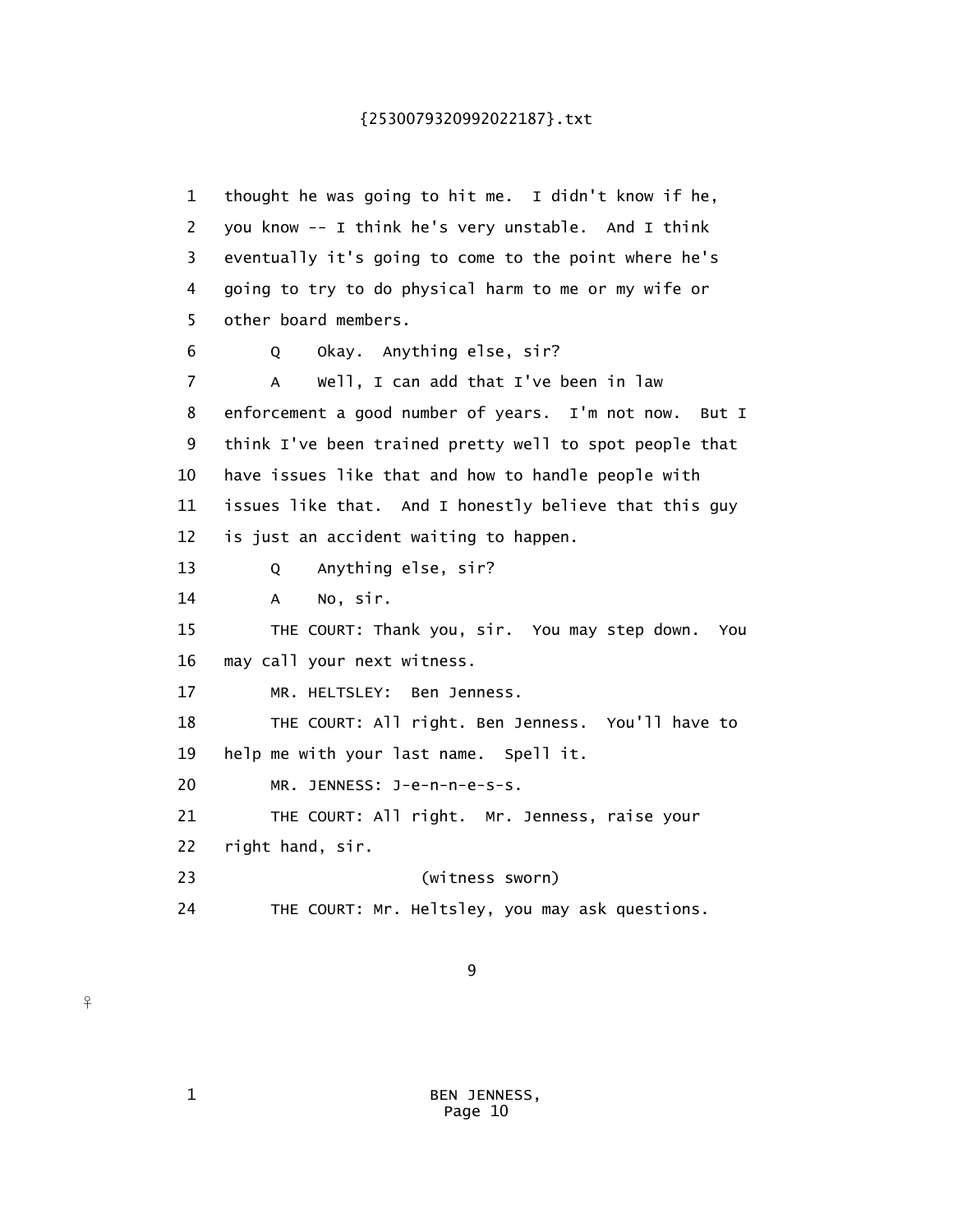1 thought he was going to hit me. I didn't know if he,
2 you know -- I think he's very unstable. And I think
3 eventually it's going to come to the point where he's
4 going to try to do physical harm to me or my wife or
5 other board members.

6 Q Okay. Anything else, sir?

7 A Well, I can add that I've been in law
8 enforcement a good number of years. I'm not now. But I
9 think I've been trained pretty well to spot people that
10 have issues like that and how to handle people with
11 issues like that. And I honestly believe that this guy
12 is just an accident waiting to happen.

13 Q Anything else, sir?

14 A No, sir.

15 THE COURT: Thank you, sir. You may step down. You
16 may call your next witness.

17 MR. HELTSLEY: Ben Jenness.

18 THE COURT: All right. Ben Jenness. You'll have to
19 help me with your last name. Spell it.

20 MR. JENNESS: J-e-n-n-e-s-s.

21 THE COURT: All right. Mr. Jenness, raise your
22 right hand, sir.

23 (witness sworn)

24 THE COURT: Mr. Heltsley, you may ask questions.

9

1 BEN JENNESS,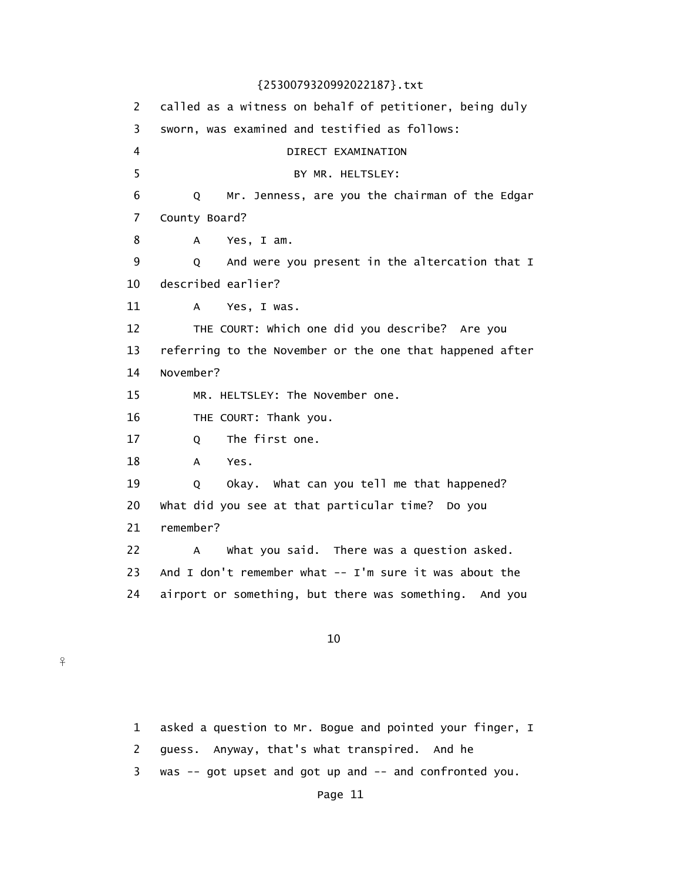called as a witness on behalf of petitioner, being duly sworn, was examined and testified as follows:

DIRECT EXAMINATION

BY MR. HELTSLEY:

Q Mr. Jenness, are you the chairman of the Edgar County Board?

A Yes, I am.

Q And were you present in the altercation that I described earlier?

A Yes, I was.

THE COURT: Which one did you describe? Are you referring to the November or the one that happened after November?

MR. HELTSLEY: The November one.

THE COURT: Thank you.

Q The first one.

A Yes.

Q Okay. What can you tell me that happened? What did you see at that particular time? Do you remember?

A What you said. There was a question asked. And I don't remember what -- I'm sure it was about the airport or something, but there was something. And you asked a question to Mr. Bogue and pointed your finger, I guess. Anyway, that's what transpired. And he was -- got upset and got up and -- and confronted you.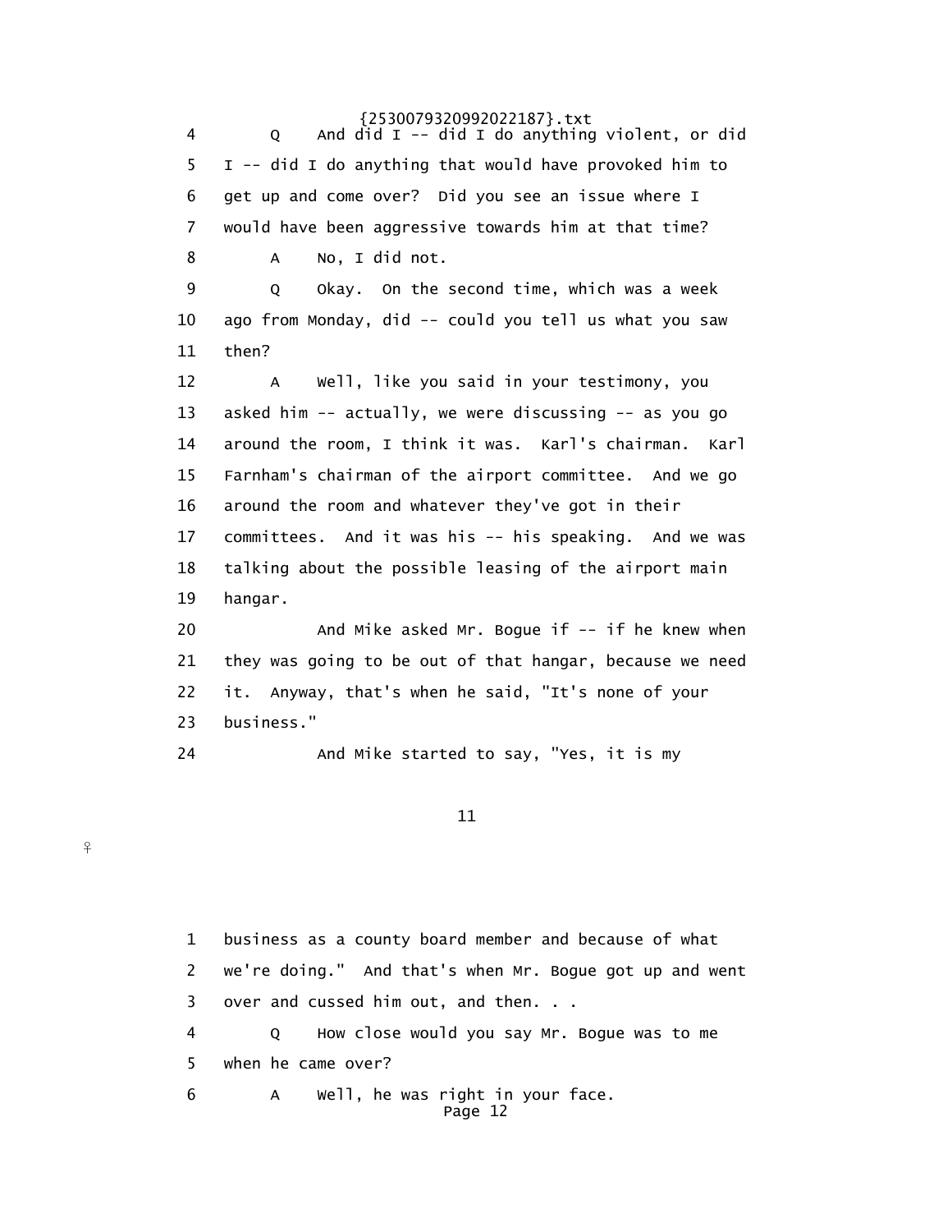4 Q And did I -- did I do anything violent, or did
5 I -- did I do anything that would have provoked him to
6 get up and come over? Did you see an issue where I
7 would have been aggressive towards him at that time?
8 A No, I did not.
9 Q Okay. On the second time, which was a week
10 ago from Monday, did -- could you tell us what you saw
11 then?
12 A Well, like you said in your testimony, you
13 asked him -- actually, we were discussing -- as you go
14 around the room, I think it was. Karl's chairman. Karl
15 Farnham's chairman of the airport committee. And we go
16 around the room and whatever they've got in their
17 committees. And it was his -- his speaking. And we was
18 talking about the possible leasing of the airport main
19 hangar.
20 And Mike asked Mr. Bogue if -- if he knew when
21 they was going to be out of that hangar, because we need
22 it. Anyway, that's when he said, "It's none of your
23 business."
24 And Mike started to say, "Yes, it is my

11

1 business as a county board member and because of what
2 we're doing." And that's when Mr. Bogue got up and went
3 over and cussed him out, and then. . .
4 Q How close would you say Mr. Bogue was to me
5 when he came over?
6 A Well, he was right in your face.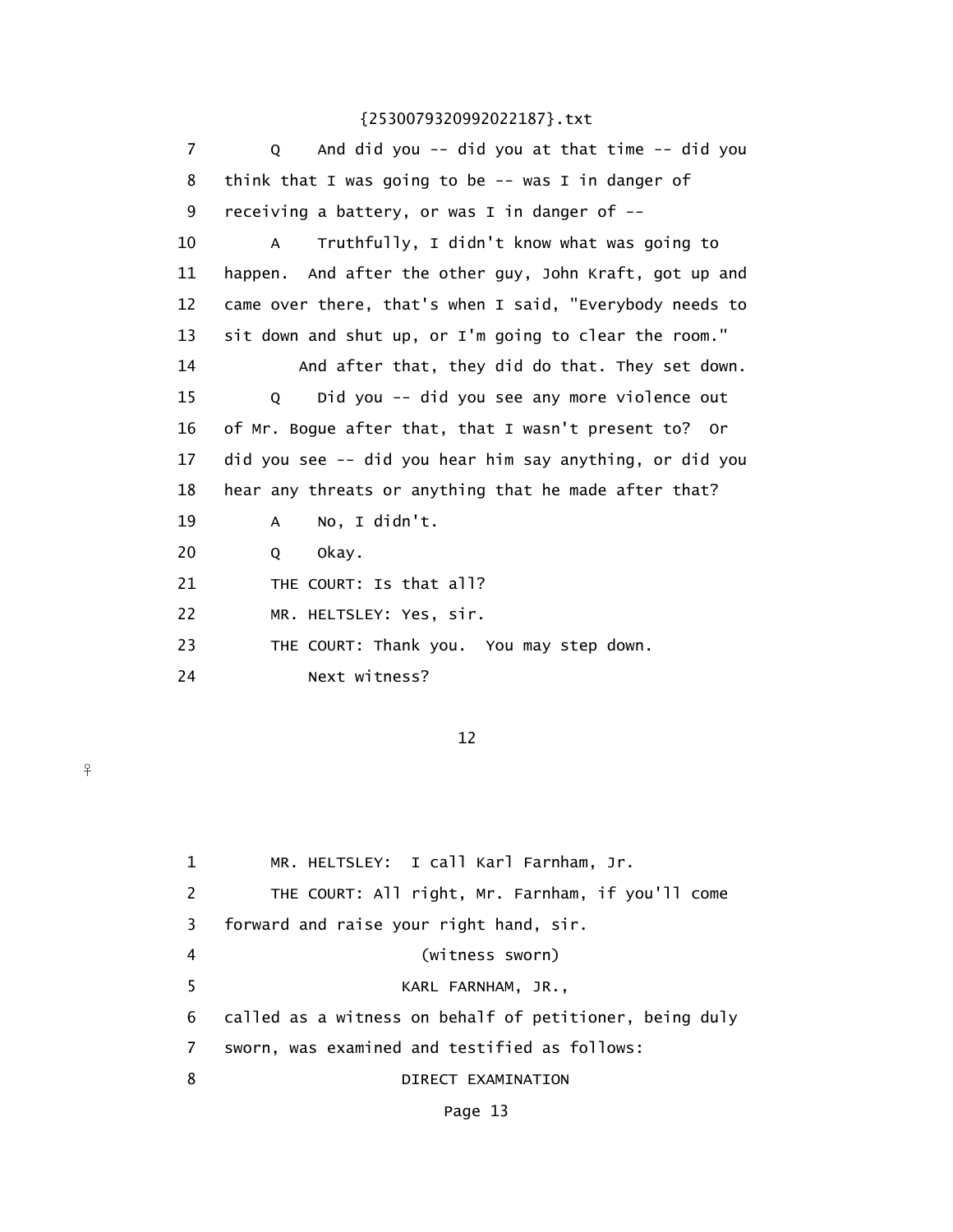{2530079320992022187}.txt

7 Q And did you -- did you at that time -- did you
8 think that I was going to be -- was I in danger of
9 receiving a battery, or was I in danger of --
10 A Truthfully, I didn't know what was going to
11 happen. And after the other guy, John Kraft, got up and
12 came over there, that's when I said, "Everybody needs to
13 sit down and shut up, or I'm going to clear the room."
14 And after that, they did do that. They set down.
15 Q Did you -- did you see any more violence out
16 of Mr. Bogue after that, that I wasn't present to? Or
17 did you see -- did you hear him say anything, or did you
18 hear any threats or anything that he made after that?
19 A No, I didn't.
20 Q Okay.
21 THE COURT: Is that all?
22 MR. HELTSLEY: Yes, sir.
23 THE COURT: Thank you. You may step down.
24 Next witness?

12

1 MR. HELTSLEY: I call Karl Farnham, Jr.
2 THE COURT: All right, Mr. Farnham, if you'll come
3 forward and raise your right hand, sir.
4 (witness sworn)
5 KARL FARNHAM, JR.,
6 called as a witness on behalf of petitioner, being duly
7 sworn, was examined and testified as follows:
8 DIRECT EXAMINATION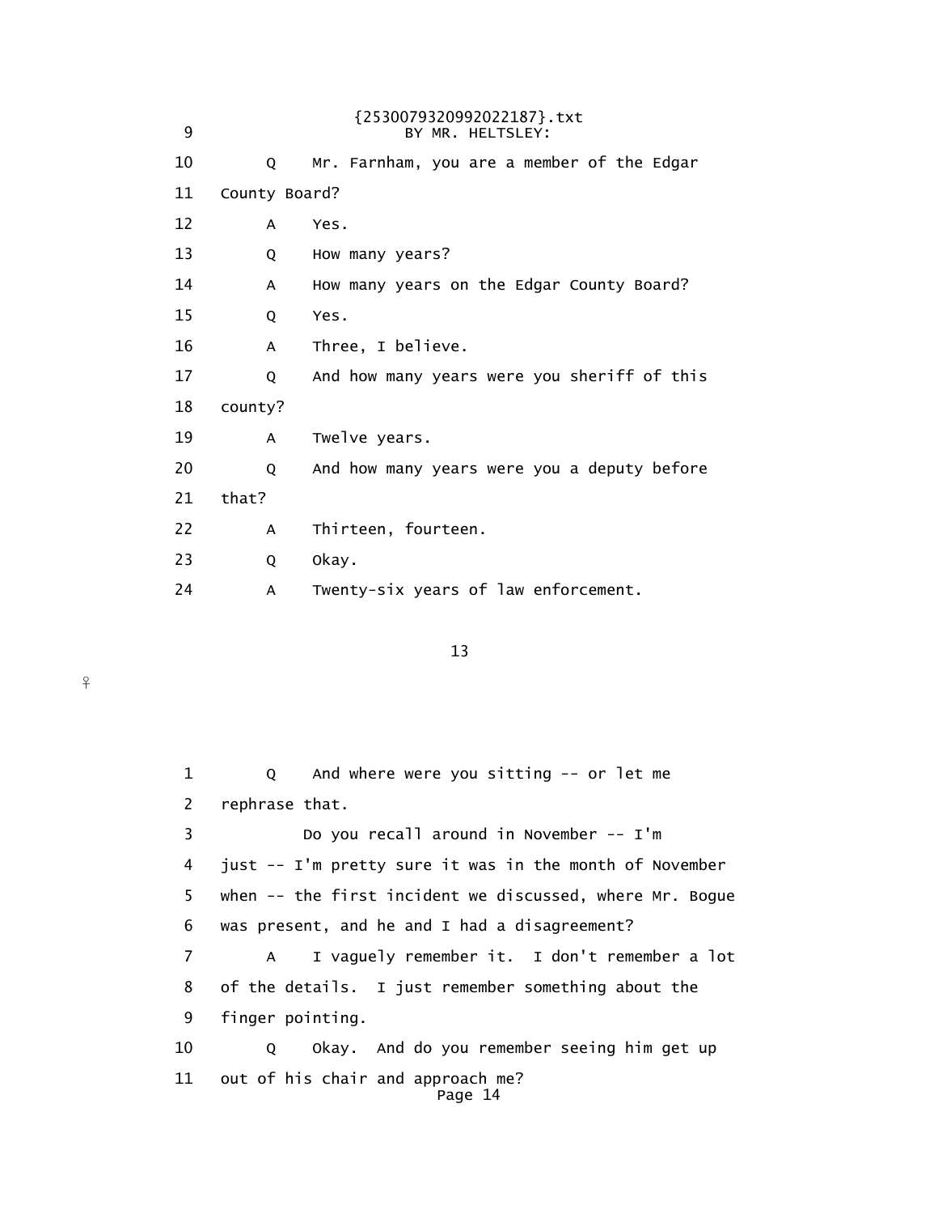BY MR. HELTSLEY:

Q Mr. Farnham, you are a member of the Edgar County Board?

A Yes.

Q How many years?

A How many years on the Edgar County Board?

Q Yes.

A Three, I believe.

Q And how many years were you sheriff of this county?

A Twelve years.

Q And how many years were you a deputy before that?

A Thirteen, fourteen.

Q Okay.

A Twenty-six years of law enforcement.

Q And where were you sitting -- or let me rephrase that.

Do you recall around in November -- I'm just -- I'm pretty sure it was in the month of November when -- the first incident we discussed, where Mr. Bogue was present, and he and I had a disagreement?

A I vaguely remember it. I don't remember a lot of the details. I just remember something about the finger pointing.

Q Okay. And do you remember seeing him get up out of his chair and approach me?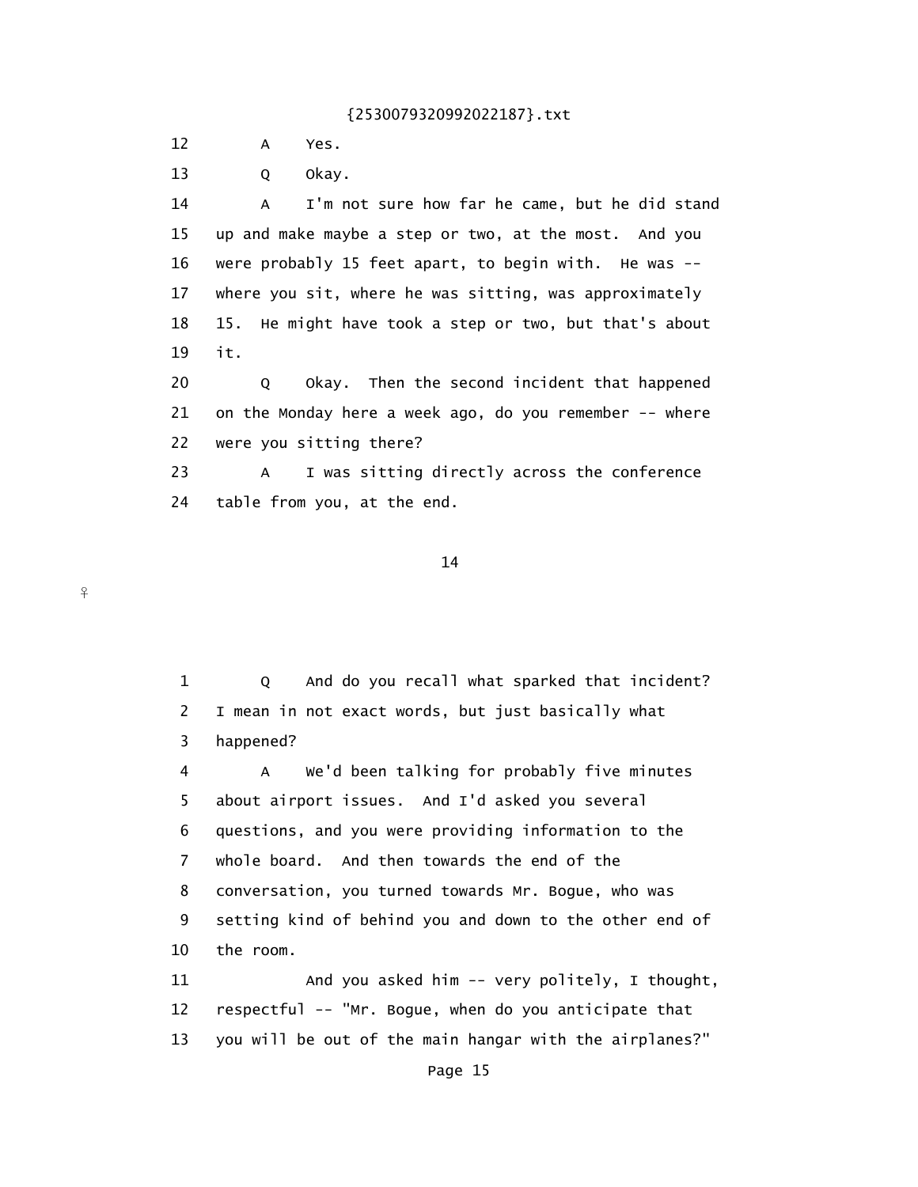12 A Yes.

13 Q Okay.

14 A I'm not sure how far he came, but he did stand
15 up and make maybe a step or two, at the most. And you
16 were probably 15 feet apart, to begin with. He was --
17 where you sit, where he was sitting, was approximately
18 15. He might have took a step or two, but that's about
19 it.

20 Q Okay. Then the second incident that happened
21 on the Monday here a week ago, do you remember -- where
22 were you sitting there?

23 A I was sitting directly across the conference
24 table from you, at the end.

1 Q And do you recall what sparked that incident?
2 I mean in not exact words, but just basically what
3 happened?

4 A We'd been talking for probably five minutes
5 about airport issues. And I'd asked you several
6 questions, and you were providing information to the
7 whole board. And then towards the end of the
8 conversation, you turned towards Mr. Bogue, who was
9 setting kind of behind you and down to the other end of
10 the room.

11 And you asked him -- very politely, I thought,
12 respectful -- "Mr. Bogue, when do you anticipate that
13 you will be out of the main hangar with the airplanes?"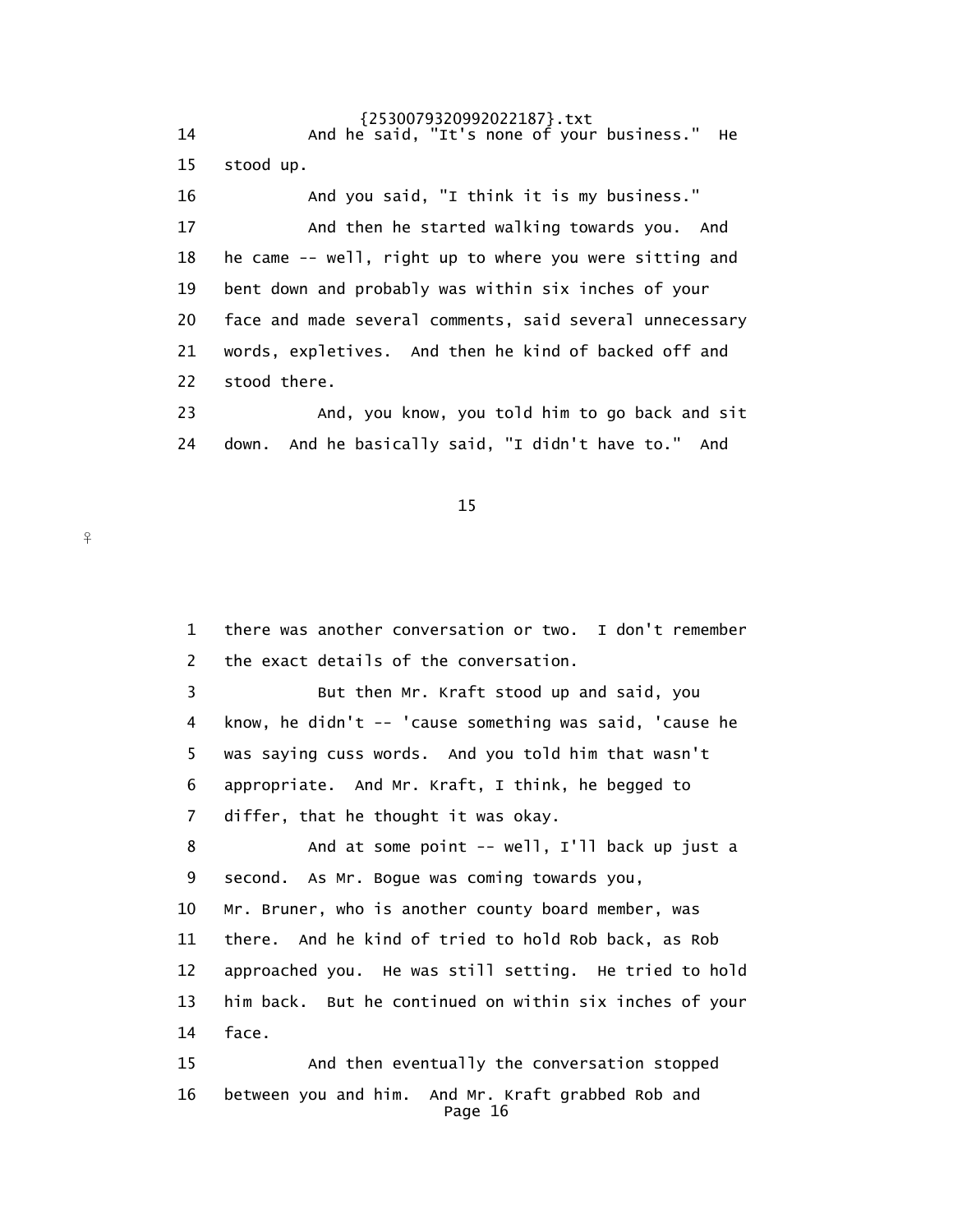14 And he said, "It's none of your business." He
15 stood up.
16 And you said, "I think it is my business."
17 And then he started walking towards you. And
18 he came -- well, right up to where you were sitting and
19 bent down and probably was within six inches of your
20 face and made several comments, said several unnecessary
21 words, expletives. And then he kind of backed off and
22 stood there.
23 And, you know, you told him to go back and sit
24 down. And he basically said, "I didn't have to." And

1 there was another conversation or two. I don't remember
2 the exact details of the conversation.
3 But then Mr. Kraft stood up and said, you
4 know, he didn't -- 'cause something was said, 'cause he
5 was saying cuss words. And you told him that wasn't
6 appropriate. And Mr. Kraft, I think, he begged to
7 differ, that he thought it was okay.
8 And at some point -- well, I'll back up just a
9 second. As Mr. Bogue was coming towards you,
10 Mr. Bruner, who is another county board member, was
11 there. And he kind of tried to hold Rob back, as Rob
12 approached you. He was still setting. He tried to hold
13 him back. But he continued on within six inches of your
14 face.
15 And then eventually the conversation stopped
16 between you and him. And Mr. Kraft grabbed Rob and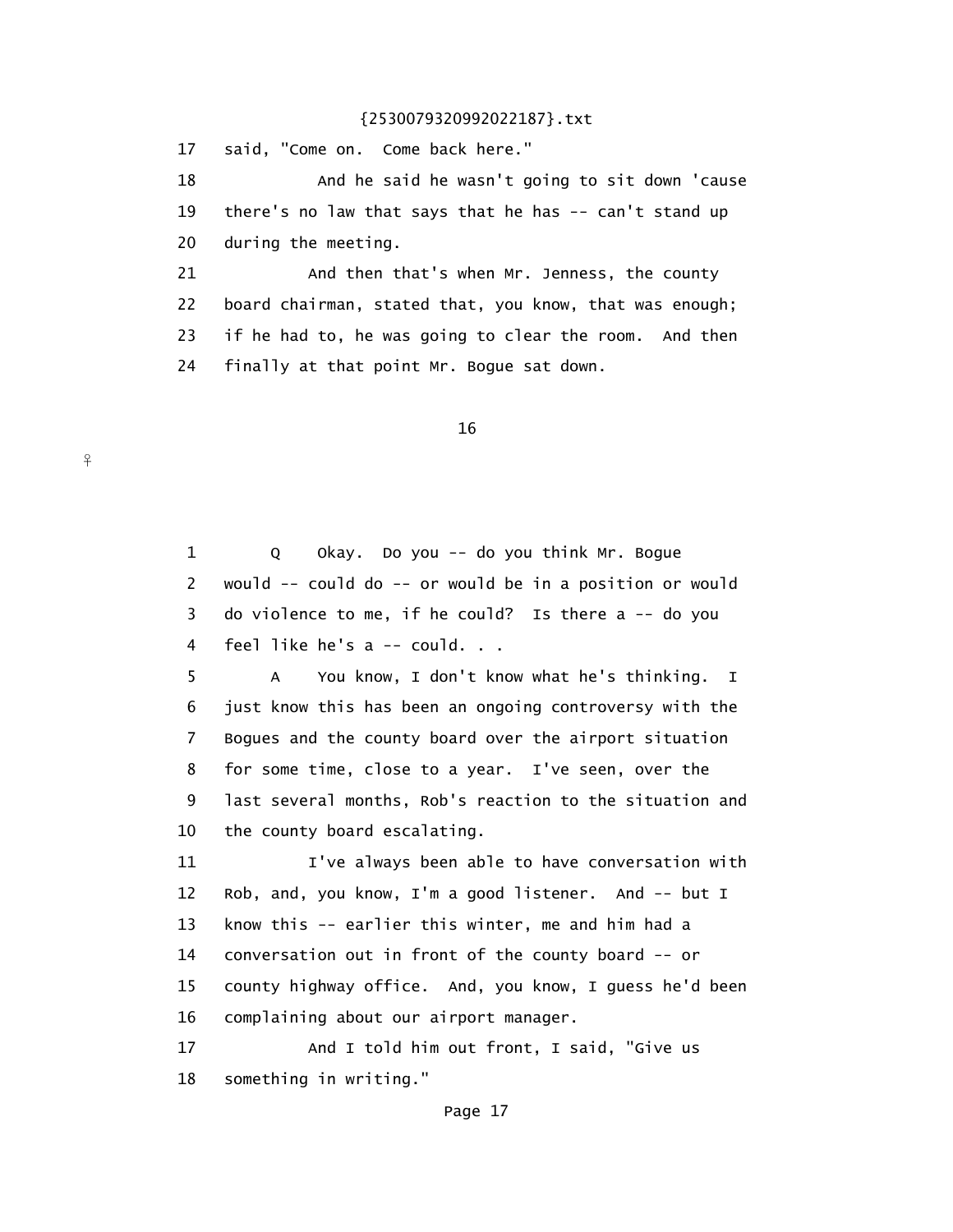17 said, "Come on. Come back here."

18 And he said he wasn't going to sit down 'cause

19 there's no law that says that he has -- can't stand up

20 during the meeting.

21 And then that's when Mr. Jenness, the county

22 board chairman, stated that, you know, that was enough;

23 if he had to, he was going to clear the room. And then

24 finally at that point Mr. Bogue sat down.

16

1 Q Okay. Do you -- do you think Mr. Bogue

2 would -- could do -- or would be in a position or would

3 do violence to me, if he could? Is there a -- do you

4 feel like he's a -- could. . .

5 A You know, I don't know what he's thinking. I

6 just know this has been an ongoing controversy with the

7 Bogues and the county board over the airport situation

8 for some time, close to a year. I've seen, over the

9 last several months, Rob's reaction to the situation and

10 the county board escalating.

11 I've always been able to have conversation with

12 Rob, and, you know, I'm a good listener. And -- but I

13 know this -- earlier this winter, me and him had a

14 conversation out in front of the county board -- or

15 county highway office. And, you know, I guess he'd been

16 complaining about our airport manager.

17 And I told him out front, I said, "Give us

18 something in writing."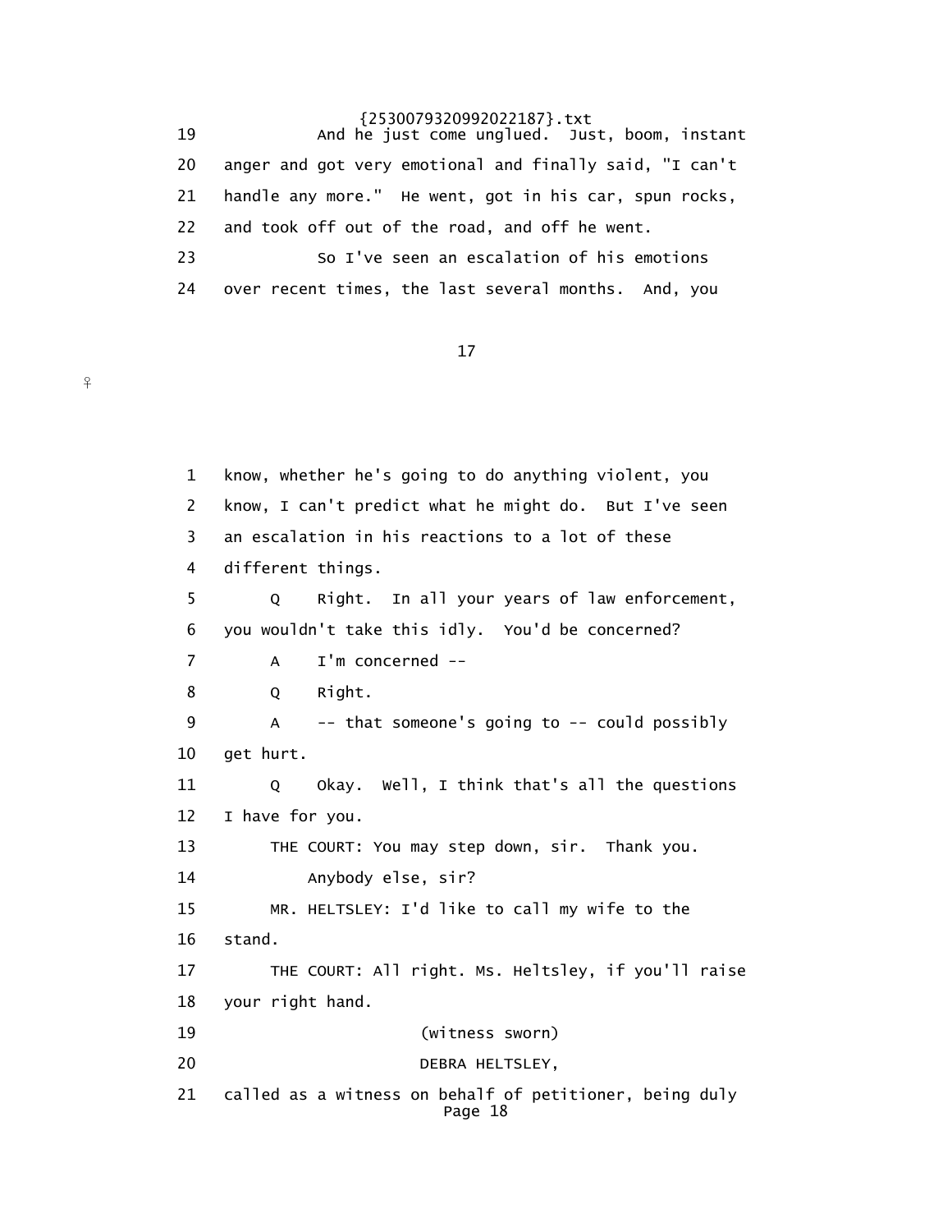19 And he just come unglued. Just, boom, instant
20 anger and got very emotional and finally said, "I can't
21 handle any more." He went, got in his car, spun rocks,
22 and took off out of the road, and off he went.
23 So I've seen an escalation of his emotions
24 over recent times, the last several months. And, you

1 know, whether he's going to do anything violent, you
2 know, I can't predict what he might do. But I've seen
3 an escalation in his reactions to a lot of these
4 different things.
5 Q Right. In all your years of law enforcement,
6 you wouldn't take this idly. You'd be concerned?
7 A I'm concerned --
8 Q Right.
9 A -- that someone's going to -- could possibly
10 get hurt.
11 Q Okay. Well, I think that's all the questions
12 I have for you.
13 THE COURT: You may step down, sir. Thank you.
14 Anybody else, sir?
15 MR. HELTSLEY: I'd like to call my wife to the
16 stand.
17 THE COURT: All right. Ms. Heltsley, if you'll raise
18 your right hand.
19 (witness sworn)
20 DEBRA HELTSLEY,
21 called as a witness on behalf of petitioner, being duly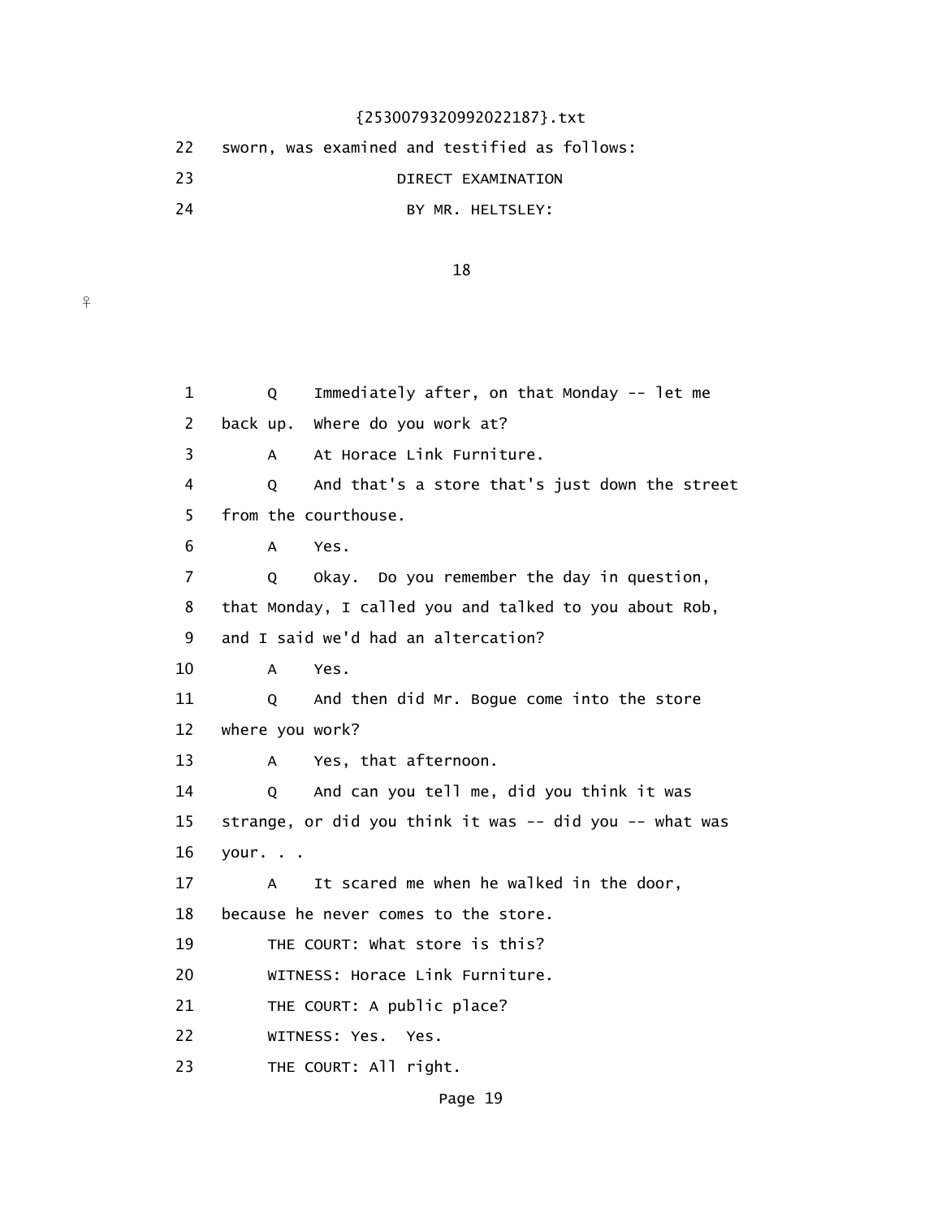22 sworn, was examined and testified as follows:

23 DIRECT EXAMINATION

24 BY MR. HELTSLEY:

♀

1 Q Immediately after, on that Monday -- let me
2 back up. Where do you work at?
3 A At Horace Link Furniture.
4 Q And that's a store that's just down the street
5 from the courthouse.
6 A Yes.
7 Q Okay. Do you remember the day in question,
8 that Monday, I called you and talked to you about Rob,
9 and I said we'd had an altercation?
10 A Yes.
11 Q And then did Mr. Bogue come into the store
12 where you work?
13 A Yes, that afternoon.
14 Q And can you tell me, did you think it was
15 strange, or did you think it was -- did you -- what was
16 your. . .
17 A It scared me when he walked in the door,
18 because he never comes to the store.
19 THE COURT: What store is this?
20 WITNESS: Horace Link Furniture.
21 THE COURT: A public place?
22 WITNESS: Yes. Yes.
23 THE COURT: All right.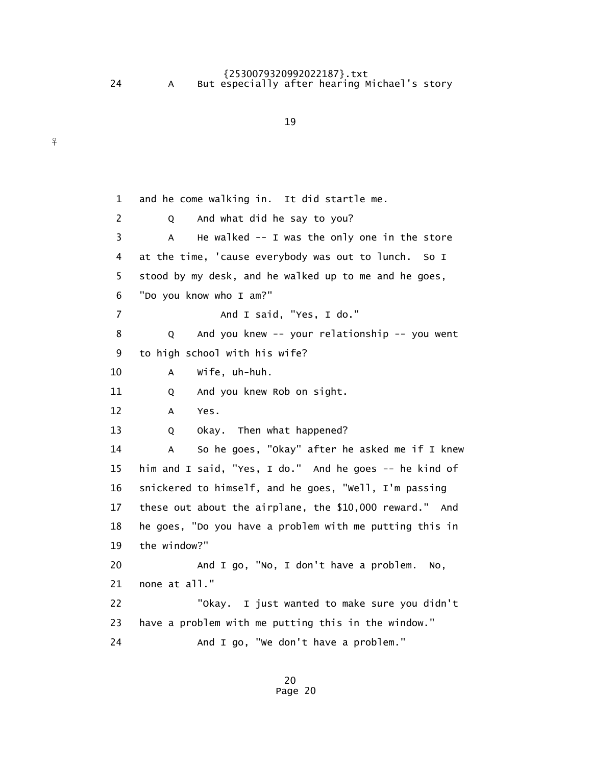24 A But especially after hearing Michael's story

1 and he come walking in. It did startle me.
2 Q And what did he say to you?
3 A He walked -- I was the only one in the store
4 at the time, 'cause everybody was out to lunch. So I
5 stood by my desk, and he walked up to me and he goes,
6 "Do you know who I am?"
7 And I said, "Yes, I do."
8 Q And you knew -- your relationship -- you went
9 to high school with his wife?
10 A Wife, uh-huh.
11 Q And you knew Rob on sight.
12 A Yes.
13 Q Okay. Then what happened?
14 A So he goes, "Okay" after he asked me if I knew
15 him and I said, "Yes, I do." And he goes -- he kind of
16 snickered to himself, and he goes, "Well, I'm passing
17 these out about the airplane, the $10,000 reward." And
18 he goes, "Do you have a problem with me putting this in
19 the window?"
20 And I go, "No, I don't have a problem. No,
21 none at all."
22 "Okay. I just wanted to make sure you didn't
23 have a problem with me putting this in the window."
24 And I go, "We don't have a problem."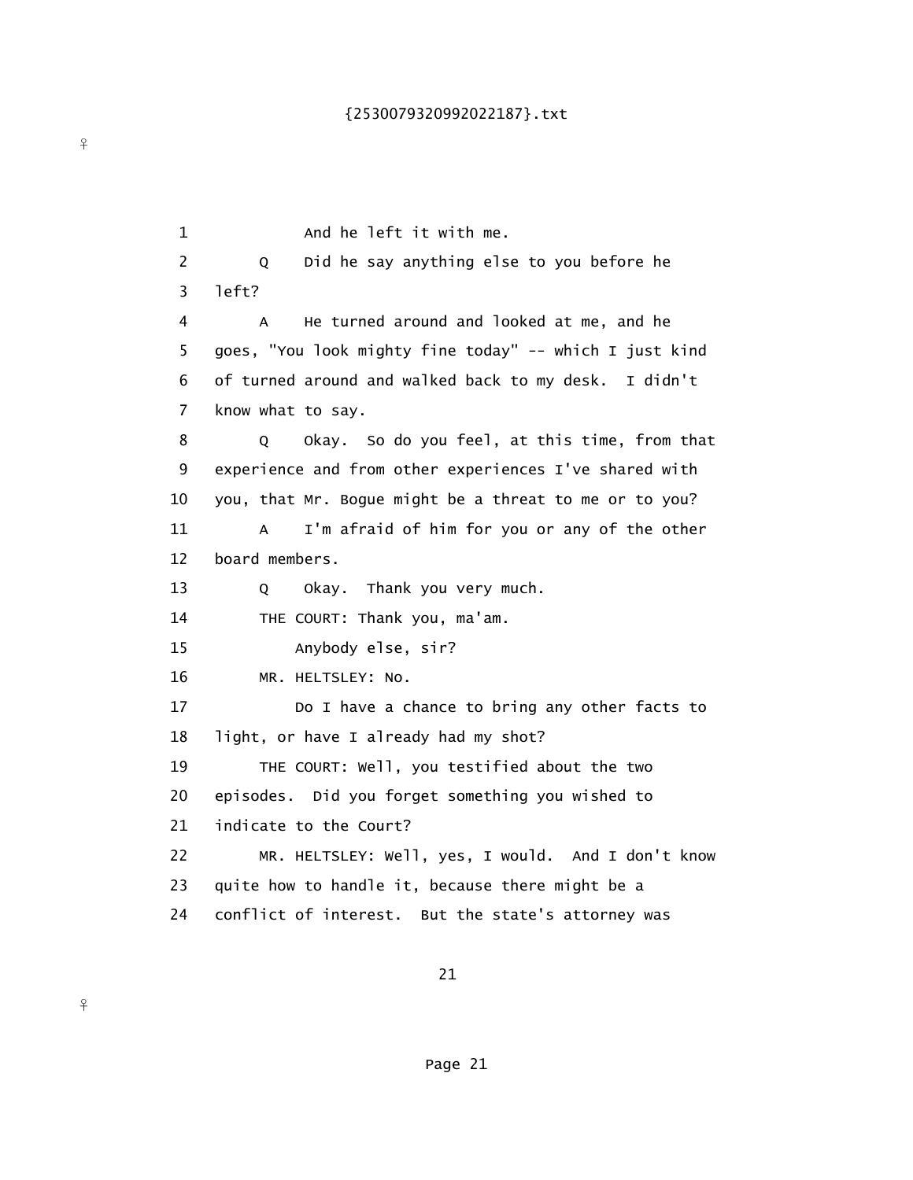1 And he left it with me.

2 Q Did he say anything else to you before he

3 left?

4 A He turned around and looked at me, and he

5 goes, "You look mighty fine today" -- which I just kind

6 of turned around and walked back to my desk. I didn't

7 know what to say.

8 Q Okay. So do you feel, at this time, from that

9 experience and from other experiences I've shared with

10 you, that Mr. Bogue might be a threat to me or to you?

11 A I'm afraid of him for you or any of the other

12 board members.

13 Q Okay. Thank you very much.

14 THE COURT: Thank you, ma'am.

15 Anybody else, sir?

16 MR. HELTSLEY: No.

17 Do I have a chance to bring any other facts to

18 light, or have I already had my shot?

19 THE COURT: Well, you testified about the two

20 episodes. Did you forget something you wished to

21 indicate to the Court?

22 MR. HELTSLEY: Well, yes, I would. And I don't know

23 quite how to handle it, because there might be a

24 conflict of interest. But the state's attorney was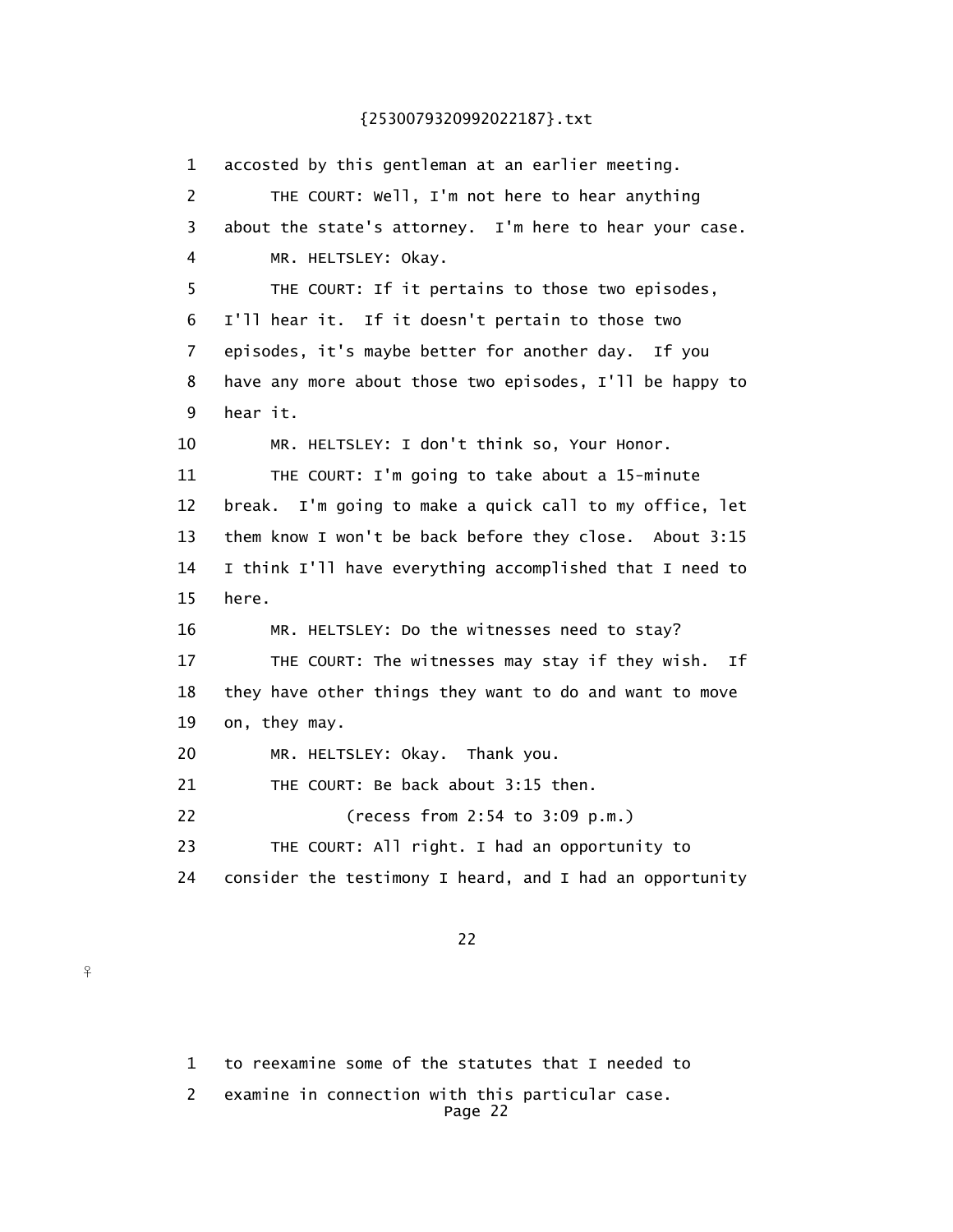1 accosted by this gentleman at an earlier meeting.

2 THE COURT: Well, I'm not here to hear anything

3 about the state's attorney. I'm here to hear your case.

4 MR. HELTSLEY: Okay.

5 THE COURT: If it pertains to those two episodes,

6 I'll hear it. If it doesn't pertain to those two

7 episodes, it's maybe better for another day. If you

8 have any more about those two episodes, I'll be happy to

9 hear it.

10 MR. HELTSLEY: I don't think so, Your Honor.

11 THE COURT: I'm going to take about a 15-minute

12 break. I'm going to make a quick call to my office, let

13 them know I won't be back before they close. About 3:15

14 I think I'll have everything accomplished that I need to

15 here.

16 MR. HELTSLEY: Do the witnesses need to stay?

17 THE COURT: The witnesses may stay if they wish. If

18 they have other things they want to do and want to move

19 on, they may.

20 MR. HELTSLEY: Okay. Thank you.

21 THE COURT: Be back about 3:15 then.

22 (recess from 2:54 to 3:09 p.m.)

23 THE COURT: All right. I had an opportunity to

24 consider the testimony I heard, and I had an opportunity

1 to reexamine some of the statutes that I needed to

2 examine in connection with this particular case.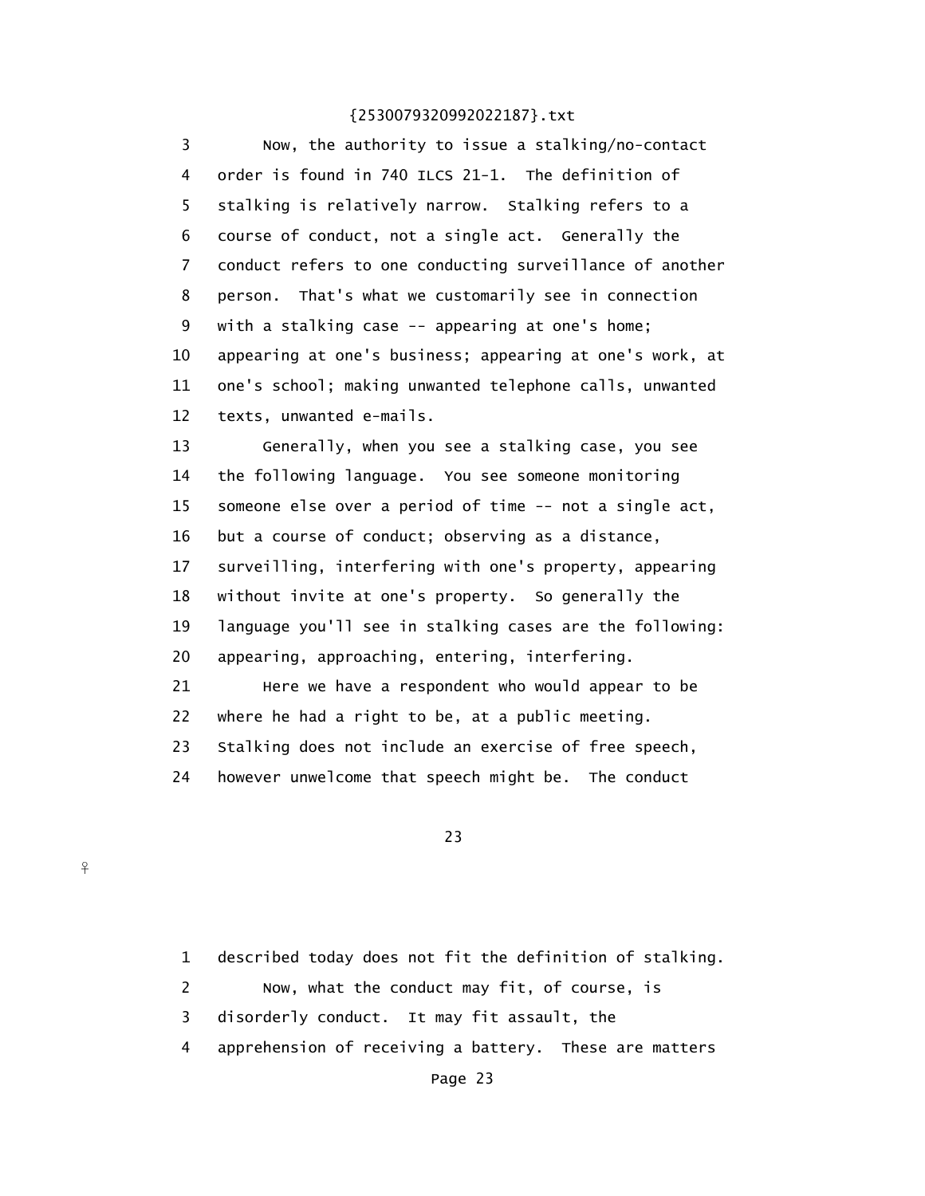3 Now, the authority to issue a stalking/no-contact
4 order is found in 740 ILCS 21-1. The definition of
5 stalking is relatively narrow. Stalking refers to a
6 course of conduct, not a single act. Generally the
7 conduct refers to one conducting surveillance of another
8 person. That's what we customarily see in connection
9 with a stalking case -- appearing at one's home;
10 appearing at one's business; appearing at one's work, at
11 one's school; making unwanted telephone calls, unwanted
12 texts, unwanted e-mails.
13 Generally, when you see a stalking case, you see
14 the following language. You see someone monitoring
15 someone else over a period of time -- not a single act,
16 but a course of conduct; observing as a distance,
17 surveilling, interfering with one's property, appearing
18 without invite at one's property. So generally the
19 language you'll see in stalking cases are the following:
20 appearing, approaching, entering, interfering.
21 Here we have a respondent who would appear to be
22 where he had a right to be, at a public meeting.
23 Stalking does not include an exercise of free speech,
24 however unwelcome that speech might be. The conduct

1 described today does not fit the definition of stalking.
2 Now, what the conduct may fit, of course, is
3 disorderly conduct. It may fit assault, the
4 apprehension of receiving a battery. These are matters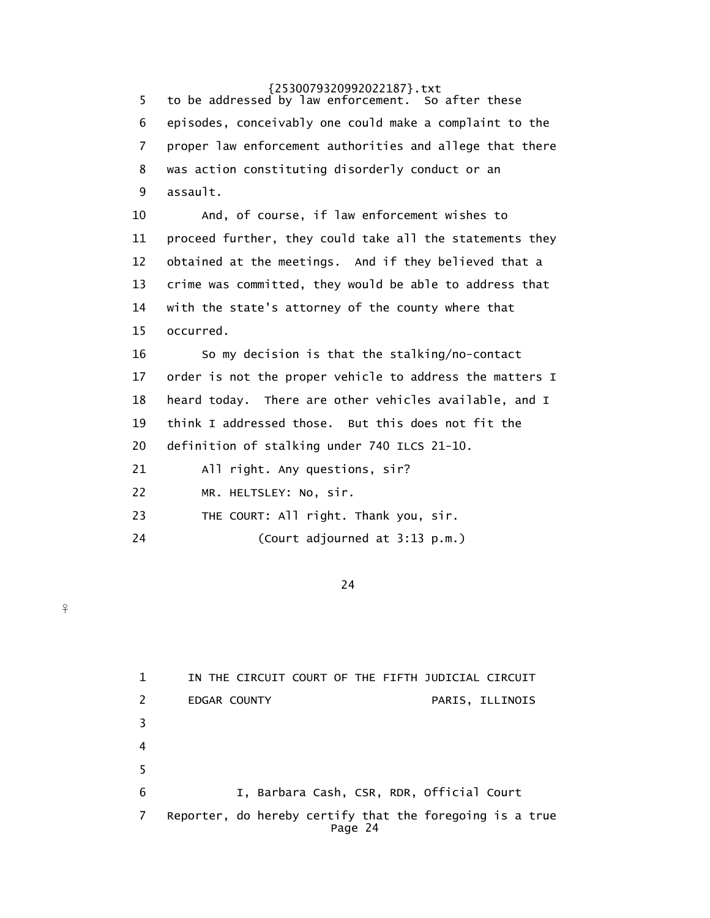5 to be addressed by law enforcement. So after these
6 episodes, conceivably one could make a complaint to the
7 proper law enforcement authorities and allege that there
8 was action constituting disorderly conduct or an
9 assault.
10 And, of course, if law enforcement wishes to
11 proceed further, they could take all the statements they
12 obtained at the meetings. And if they believed that a
13 crime was committed, they would be able to address that
14 with the state's attorney of the county where that
15 occurred.
16 So my decision is that the stalking/no-contact
17 order is not the proper vehicle to address the matters I
18 heard today. There are other vehicles available, and I
19 think I addressed those. But this does not fit the
20 definition of stalking under 740 ILCS 21-10.
21 All right. Any questions, sir?
22 MR. HELTSLEY: No, sir.
23 THE COURT: All right. Thank you, sir.
24 (Court adjourned at 3:13 p.m.)

1 IN THE CIRCUIT COURT OF THE FIFTH JUDICIAL CIRCUIT
2 EDGAR COUNTY PARIS, ILLINOIS
3
4
5
6 I, Barbara Cash, CSR, RDR, Official Court
7 Reporter, do hereby certify that the foregoing is a true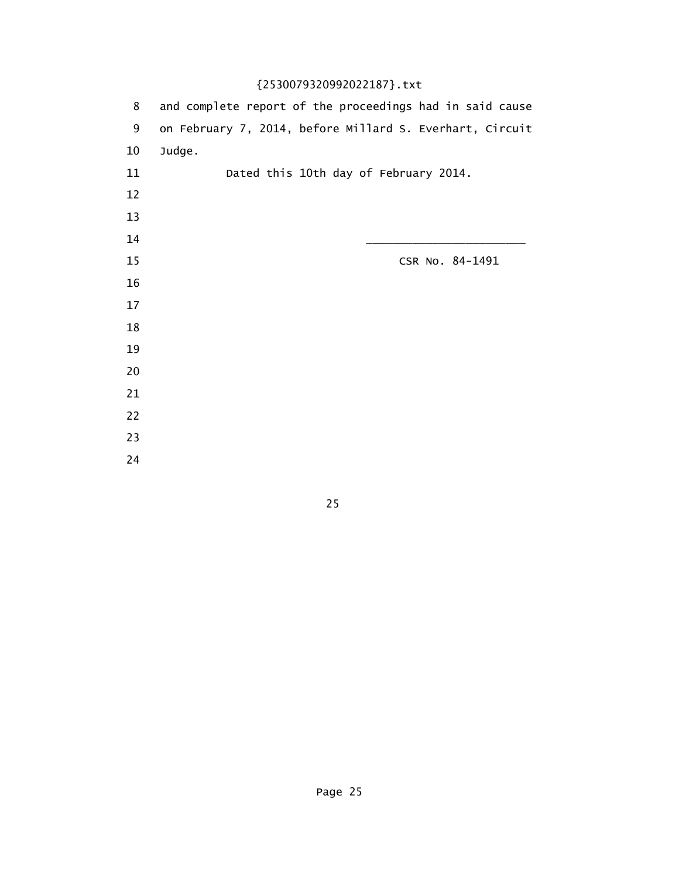8 and complete report of the proceedings had in said cause

9 on February 7, 2014, before Millard S. Everhart, Circuit

10 Judge.

11 Dated this 10th day of February 2014.

12

13

14 ________________________

15 CSR No. 84-1491

16

17

18

19

20

21

22

23

24

25